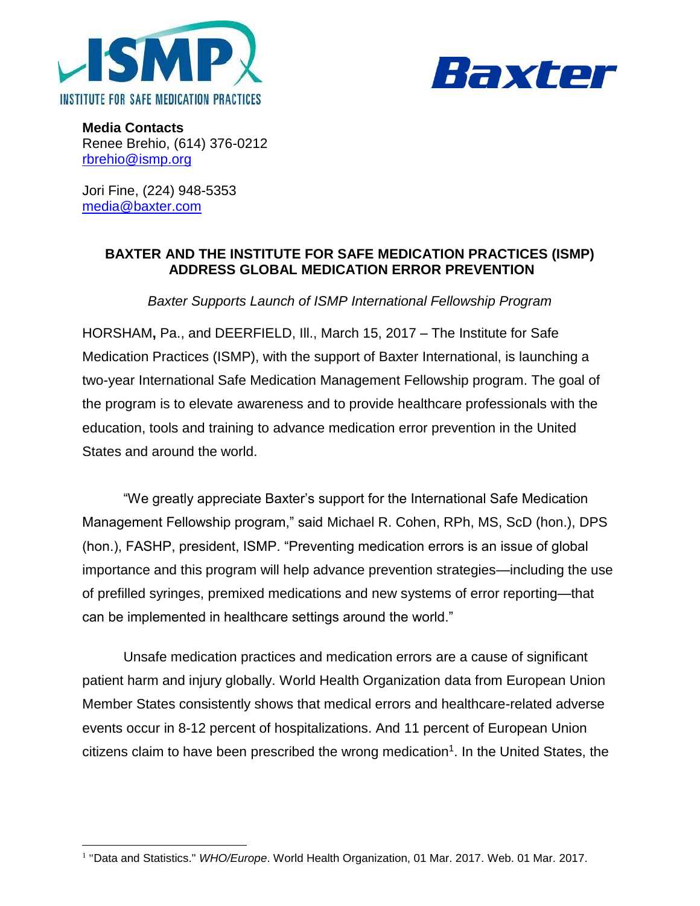**Media Contacts**
Renee Brehio, (614) 376-0212
rbrehio@ismp.org

Jori Fine, (224) 948-5353
media@baxter.com

**BAXTER AND THE INSTITUTE FOR SAFE MEDICATION PRACTICES (ISMP) ADDRESS GLOBAL MEDICATION ERROR PREVENTION**

*Baxter Supports Launch of ISMP International Fellowship Program*

HORSHAM**,** Pa., and DEERFIELD, Ill., March 15, 2017 – The Institute for Safe Medication Practices (ISMP), with the support of Baxter International, is launching a two-year International Safe Medication Management Fellowship program. The goal of the program is to elevate awareness and to provide healthcare professionals with the education, tools and training to advance medication error prevention in the United States and around the world.

"We greatly appreciate Baxter's support for the International Safe Medication Management Fellowship program," said Michael R. Cohen, RPh, MS, ScD (hon.), DPS (hon.), FASHP, president, ISMP. "Preventing medication errors is an issue of global importance and this program will help advance prevention strategies—including the use of prefilled syringes, premixed medications and new systems of error reporting—that can be implemented in healthcare settings around the world."

Unsafe medication practices and medication errors are a cause of significant patient harm and injury globally. World Health Organization data from European Union Member States consistently shows that medical errors and healthcare-related adverse events occur in 8-12 percent of hospitalizations. And 11 percent of European Union citizens claim to have been prescribed the wrong medication[1]. In the United States, the

[1] "Data and Statistics." *WHO/Europe*. World Health Organization, 01 Mar. 2017. Web. 01 Mar. 2017.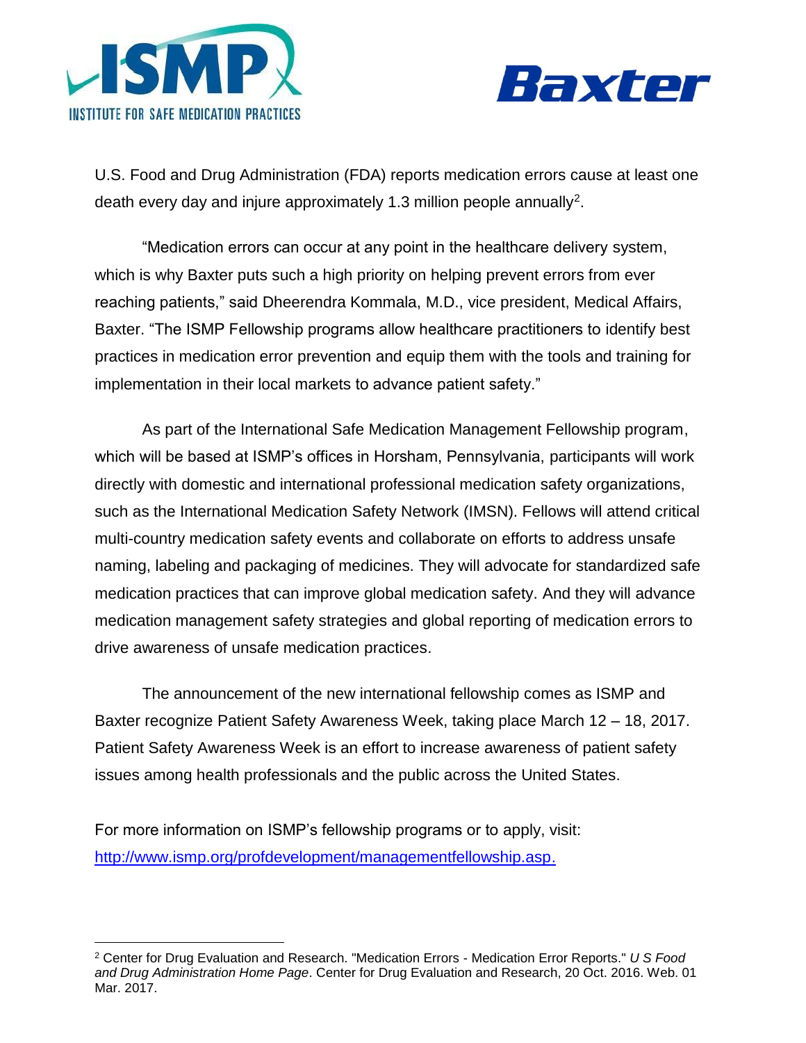U.S. Food and Drug Administration (FDA) reports medication errors cause at least one death every day and injure approximately 1.3 million people annually[2].

"Medication errors can occur at any point in the healthcare delivery system, which is why Baxter puts such a high priority on helping prevent errors from ever reaching patients," said Dheerendra Kommala, M.D., vice president, Medical Affairs, Baxter. "The ISMP Fellowship programs allow healthcare practitioners to identify best practices in medication error prevention and equip them with the tools and training for implementation in their local markets to advance patient safety."

As part of the International Safe Medication Management Fellowship program, which will be based at ISMP's offices in Horsham, Pennsylvania, participants will work directly with domestic and international professional medication safety organizations, such as the International Medication Safety Network (IMSN). Fellows will attend critical multi-country medication safety events and collaborate on efforts to address unsafe naming, labeling and packaging of medicines. They will advocate for standardized safe medication practices that can improve global medication safety. And they will advance medication management safety strategies and global reporting of medication errors to drive awareness of unsafe medication practices.

The announcement of the new international fellowship comes as ISMP and Baxter recognize Patient Safety Awareness Week, taking place March 12 – 18, 2017. Patient Safety Awareness Week is an effort to increase awareness of patient safety issues among health professionals and the public across the United States.

For more information on ISMP's fellowship programs or to apply, visit: [http://www.ismp.org/profdevelopment/managementfellowship.asp.](http://www.ismp.org/profdevelopment/managementfellowship.asp)

---

[2] Center for Drug Evaluation and Research. "Medication Errors - Medication Error Reports." *U S Food and Drug Administration Home Page*. Center for Drug Evaluation and Research, 20 Oct. 2016. Web. 01 Mar. 2017.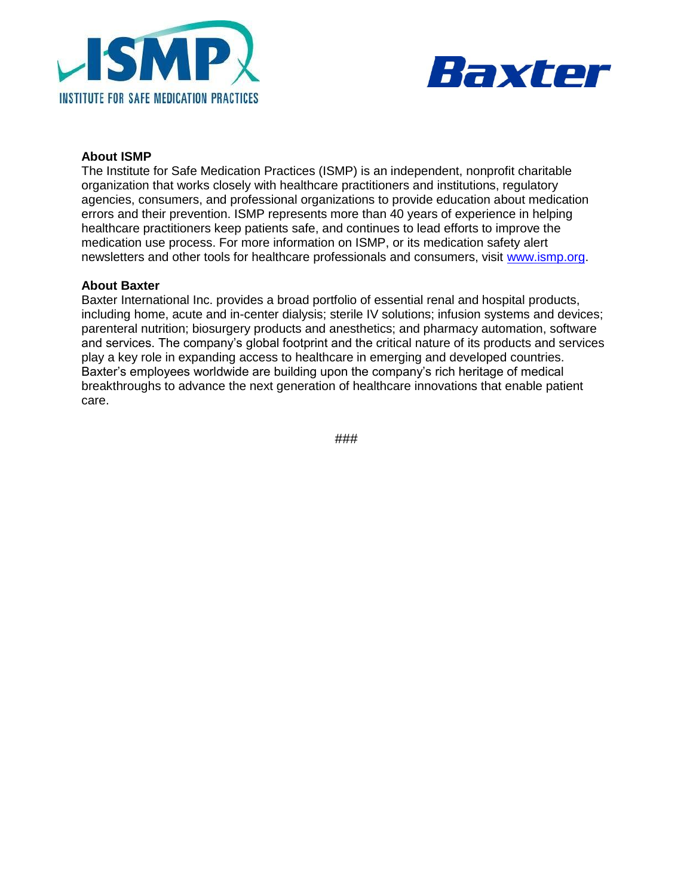**About ISMP**

The Institute for Safe Medication Practices (ISMP) is an independent, nonprofit charitable organization that works closely with healthcare practitioners and institutions, regulatory agencies, consumers, and professional organizations to provide education about medication errors and their prevention. ISMP represents more than 40 years of experience in helping healthcare practitioners keep patients safe, and continues to lead efforts to improve the medication use process. For more information on ISMP, or its medication safety alert newsletters and other tools for healthcare professionals and consumers, visit [www.ismp.org](http://www.ismp.org).

**About Baxter**

Baxter International Inc. provides a broad portfolio of essential renal and hospital products, including home, acute and in-center dialysis; sterile IV solutions; infusion systems and devices; parenteral nutrition; biosurgery products and anesthetics; and pharmacy automation, software and services. The company's global footprint and the critical nature of its products and services play a key role in expanding access to healthcare in emerging and developed countries. Baxter's employees worldwide are building upon the company's rich heritage of medical breakthroughs to advance the next generation of healthcare innovations that enable patient care.

###